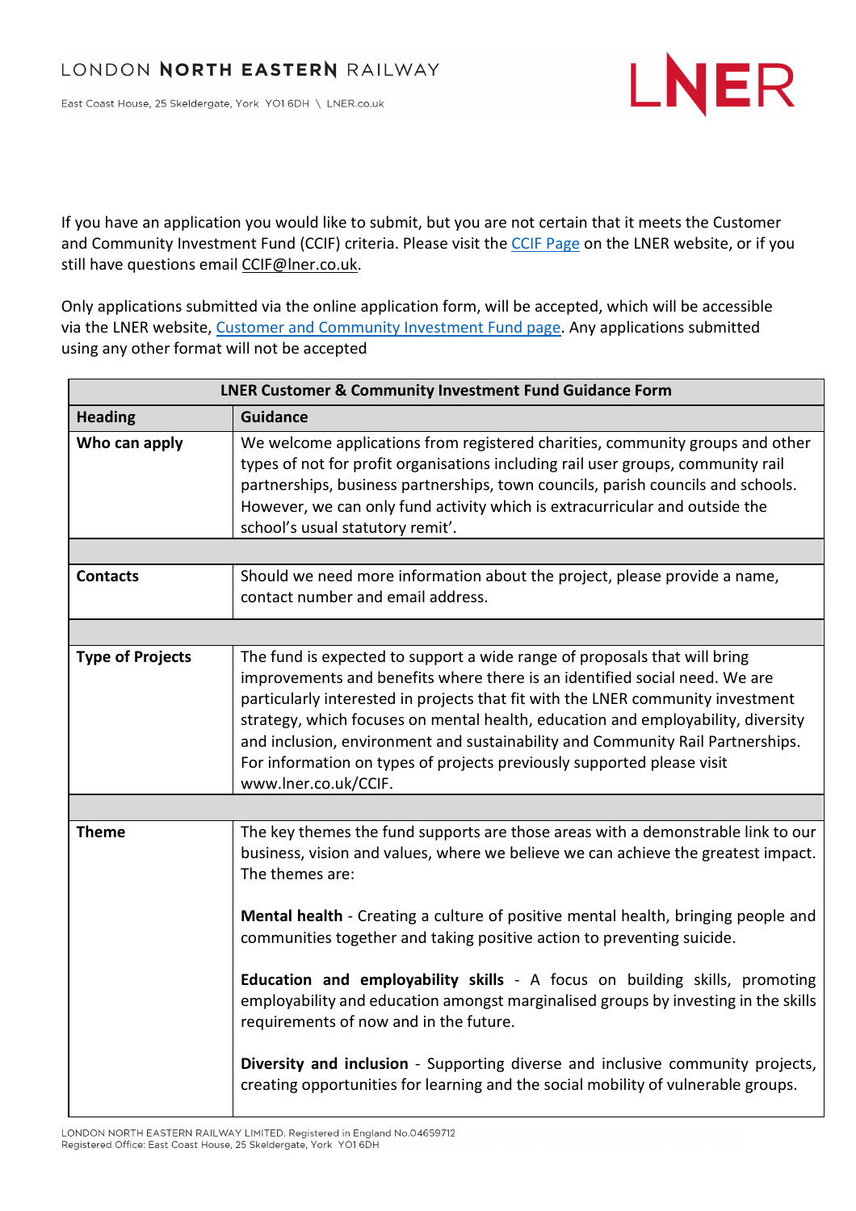LONDON **NORTH EASTERN** RAILWAY

East Coast House, 25 Skeldergate, York YO1 6DH \ LNER.co.uk

If you have an application you would like to submit, but you are not certain that it meets the Customer and Community Investment Fund (CCIF) criteria. Please visit the CCIF Page on the LNER website, or if you still have questions email CCIF@lner.co.uk.

Only applications submitted via the online application form, will be accepted, which will be accessible via the LNER website, Customer and Community Investment Fund page. Any applications submitted using any other format will not be accepted

| LNER Customer & Community Investment Fund Guidance Form | |
|---|---|
| **Heading** | **Guidance** |
| **Who can apply** | We welcome applications from registered charities, community groups and other types of not for profit organisations including rail user groups, community rail partnerships, business partnerships, town councils, parish councils and schools. However, we can only fund activity which is extracurricular and outside the school's usual statutory remit'. |
| | |
| **Contacts** | Should we need more information about the project, please provide a name, contact number and email address. |
| | |
| **Type of Projects** | The fund is expected to support a wide range of proposals that will bring improvements and benefits where there is an identified social need. We are particularly interested in projects that fit with the LNER community investment strategy, which focuses on mental health, education and employability, diversity and inclusion, environment and sustainability and Community Rail Partnerships. For information on types of projects previously supported please visit www.lner.co.uk/CCIF. |
| | |
| **Theme** | The key themes the fund supports are those areas with a demonstrable link to our business, vision and values, where we believe we can achieve the greatest impact. The themes are:<br><br>**Mental health** - Creating a culture of positive mental health, bringing people and communities together and taking positive action to preventing suicide.<br><br>**Education and employability skills** - A focus on building skills, promoting employability and education amongst marginalised groups by investing in the skills requirements of now and in the future.<br><br>**Diversity and inclusion** - Supporting diverse and inclusive community projects, creating opportunities for learning and the social mobility of vulnerable groups. |

LONDON NORTH EASTERN RAILWAY LIMITED. Registered in England No.04659712
Registered Office: East Coast House, 25 Skeldergate, York YO1 6DH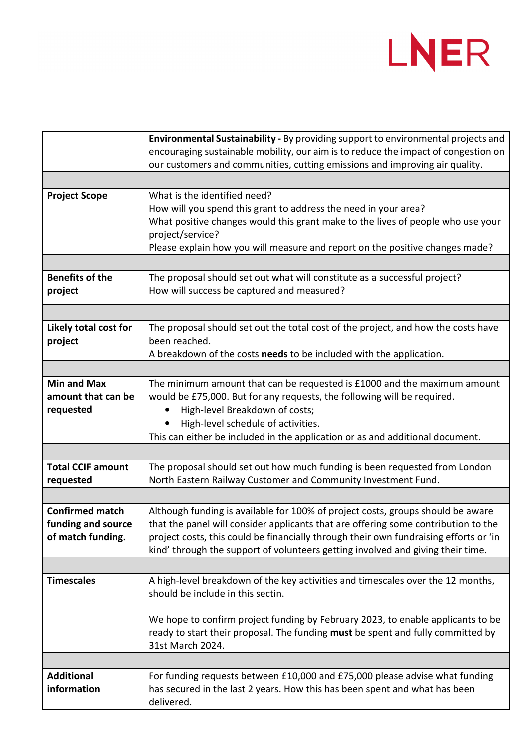| | |
|---|---|
| | **Environmental Sustainability -** By providing support to environmental projects and encouraging sustainable mobility, our aim is to reduce the impact of congestion on our customers and communities, cutting emissions and improving air quality. |
| | |
| **Project Scope** | What is the identified need?<br>How will you spend this grant to address the need in your area?<br>What positive changes would this grant make to the lives of people who use your project/service?<br>Please explain how you will measure and report on the positive changes made? |
| | |
| **Benefits of the project** | The proposal should set out what will constitute as a successful project?<br>How will success be captured and measured? |
| | |
| **Likely total cost for project** | The proposal should set out the total cost of the project, and how the costs have been reached.<br>A breakdown of the costs **needs** to be included with the application. |
| | |
| **Min and Max amount that can be requested** | The minimum amount that can be requested is £1000 and the maximum amount would be £75,000. But for any requests, the following will be required.<br>• High-level Breakdown of costs;<br>• High-level schedule of activities.<br>This can either be included in the application or as and additional document. |
| | |
| **Total CCIF amount requested** | The proposal should set out how much funding is been requested from London North Eastern Railway Customer and Community Investment Fund. |
| | |
| **Confirmed match funding and source of match funding.** | Although funding is available for 100% of project costs, groups should be aware that the panel will consider applicants that are offering some contribution to the project costs, this could be financially through their own fundraising efforts or 'in kind' through the support of volunteers getting involved and giving their time. |
| | |
| **Timescales** | A high-level breakdown of the key activities and timescales over the 12 months, should be include in this sectin.<br><br>We hope to confirm project funding by February 2023, to enable applicants to be ready to start their proposal. The funding **must** be spent and fully committed by 31st March 2024. |
| | |
| **Additional information** | For funding requests between £10,000 and £75,000 please advise what funding has secured in the last 2 years. How this has been spent and what has been delivered. |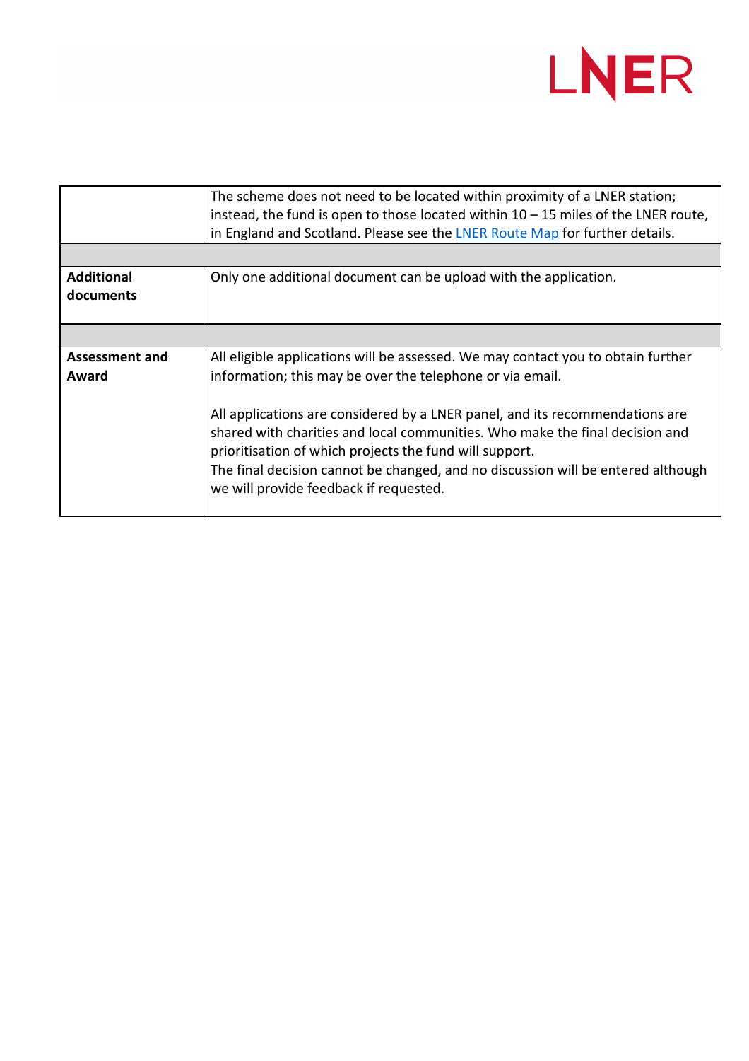| | |
|---|---|
| | The scheme does not need to be located within proximity of a LNER station; instead, the fund is open to those located within 10 – 15 miles of the LNER route, in England and Scotland. Please see the [LNER Route Map] for further details. |
| | |
| **Additional documents** | Only one additional document can be upload with the application. |
| | |
| **Assessment and Award** | All eligible applications will be assessed. We may contact you to obtain further information; this may be over the telephone or via email.<br><br>All applications are considered by a LNER panel, and its recommendations are shared with charities and local communities. Who make the final decision and prioritisation of which projects the fund will support.<br>The final decision cannot be changed, and no discussion will be entered although we will provide feedback if requested. |